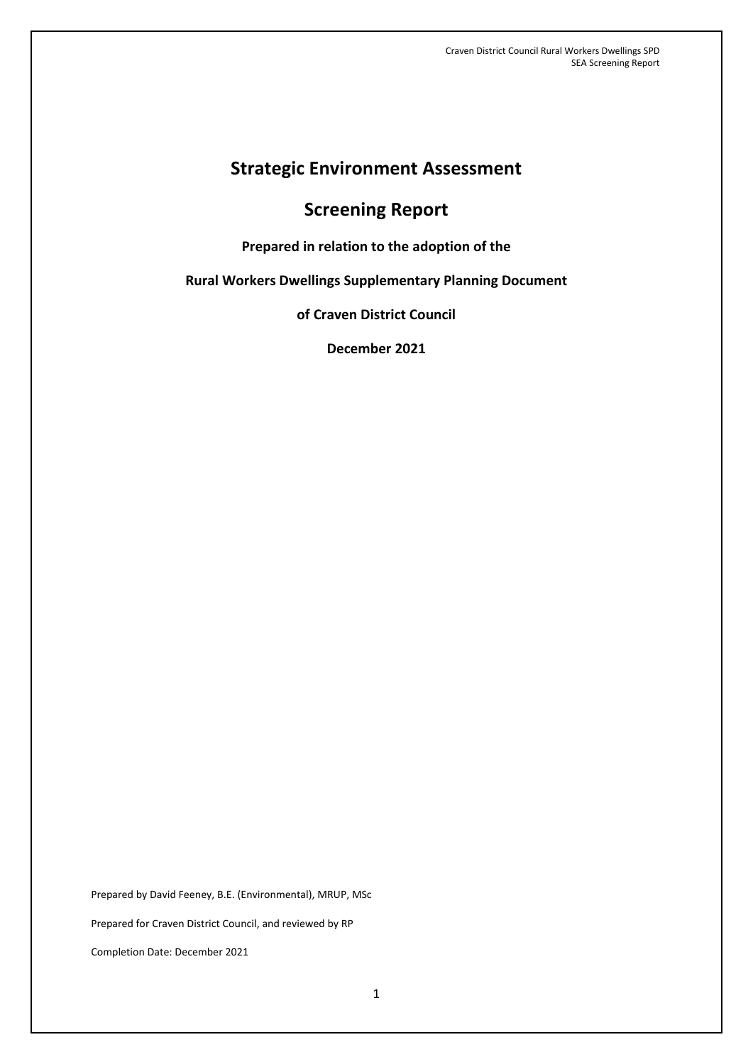# Strategic Environment Assessment

# Screening Report

**Prepared in relation to the adoption of the**

**Rural Workers Dwellings Supplementary Planning Document**

**of Craven District Council**

**December 2021**

Prepared by David Feeney, B.E. (Environmental), MRUP, MSc

Prepared for Craven District Council, and reviewed by RP

Completion Date: December 2021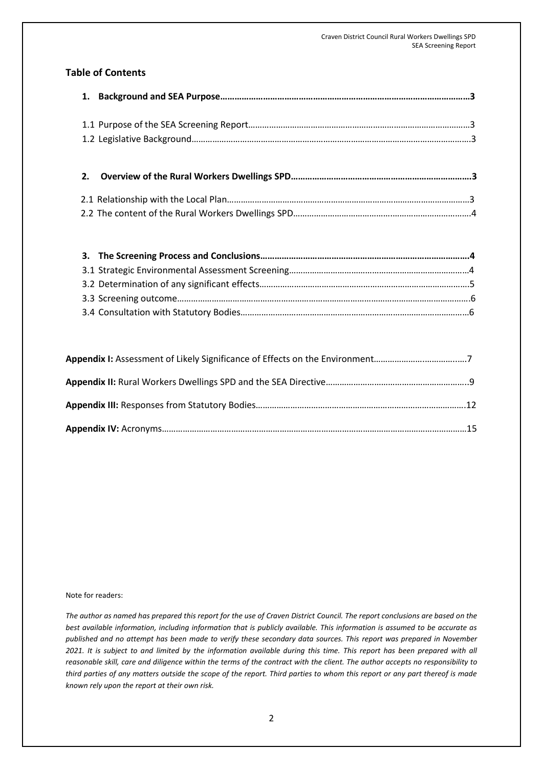## Table of Contents

**1. Background and SEA Purpose……………………………………………………………………………………3**

1.1 Purpose of the SEA Screening Report……………………………………………………………………3
1.2 Legislative Background……………………………………………………………………………………3

**2. Overview of the Rural Workers Dwellings SPD…………………………………………………………3**

2.1 Relationship with the Local Plan……………………………………………………………………………3
2.2 The content of the Rural Workers Dwellings SPD………………………………………………………4

**3. The Screening Process and Conclusions……………………………………………………………………4**

3.1 Strategic Environmental Assessment Screening…………………………………………………………4
3.2 Determination of any significant effects…………………………………………………………………5
3.3 Screening outcome…………………………………………………………………………………………6
3.4 Consultation with Statutory Bodies………………………………………………………………………6

**Appendix I:** Assessment of Likely Significance of Effects on the Environment……………………………7

**Appendix II:** Rural Workers Dwellings SPD and the SEA Directive……………………………………………9

**Appendix III:** Responses from Statutory Bodies………………………………………………………………12

**Appendix IV:** Acronyms……………………………………………………………………………………………15

Note for readers:

*The author as named has prepared this report for the use of Craven District Council. The report conclusions are based on the best available information, including information that is publicly available. This information is assumed to be accurate as published and no attempt has been made to verify these secondary data sources. This report was prepared in November 2021. It is subject to and limited by the information available during this time. This report has been prepared with all reasonable skill, care and diligence within the terms of the contract with the client. The author accepts no responsibility to third parties of any matters outside the scope of the report. Third parties to whom this report or any part thereof is made known rely upon the report at their own risk.*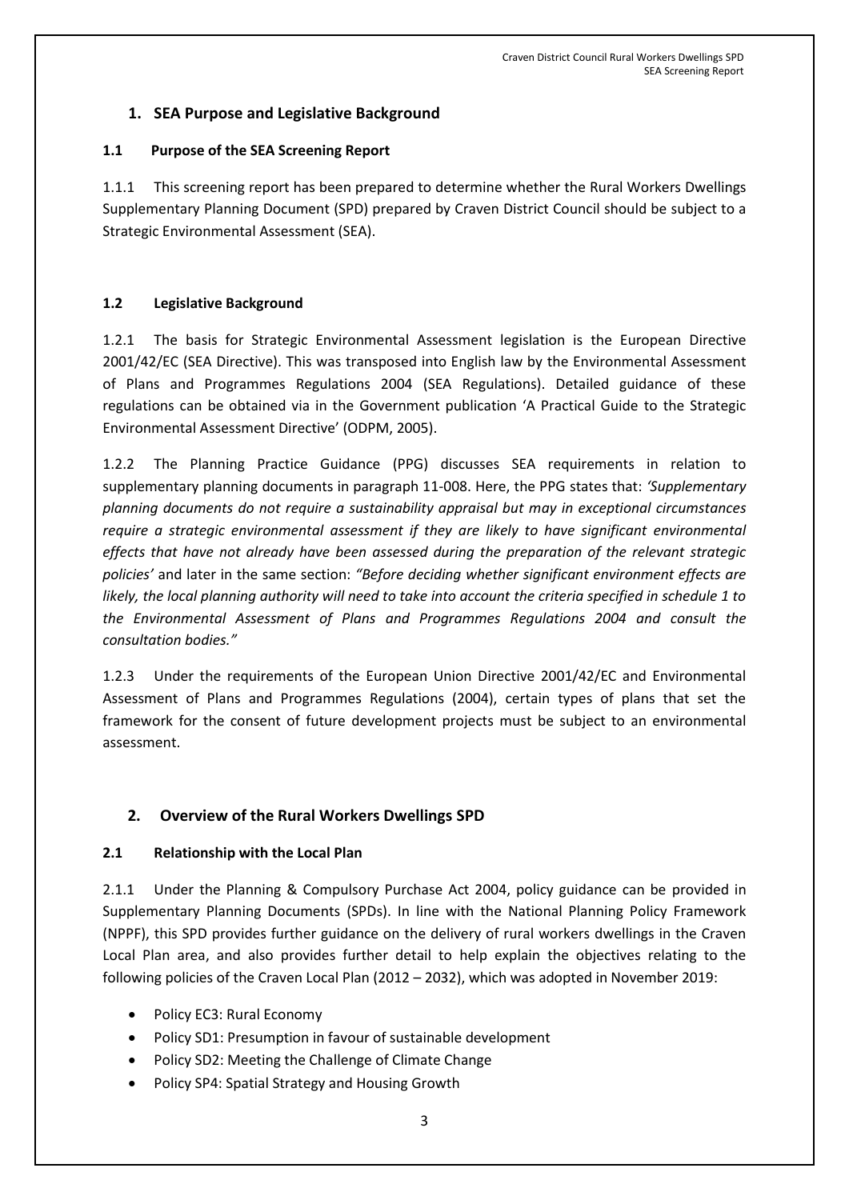## 1. SEA Purpose and Legislative Background

### 1.1 Purpose of the SEA Screening Report

1.1.1 This screening report has been prepared to determine whether the Rural Workers Dwellings Supplementary Planning Document (SPD) prepared by Craven District Council should be subject to a Strategic Environmental Assessment (SEA).

### 1.2 Legislative Background

1.2.1 The basis for Strategic Environmental Assessment legislation is the European Directive 2001/42/EC (SEA Directive). This was transposed into English law by the Environmental Assessment of Plans and Programmes Regulations 2004 (SEA Regulations). Detailed guidance of these regulations can be obtained via in the Government publication 'A Practical Guide to the Strategic Environmental Assessment Directive' (ODPM, 2005).

1.2.2 The Planning Practice Guidance (PPG) discusses SEA requirements in relation to supplementary planning documents in paragraph 11-008. Here, the PPG states that: *'Supplementary planning documents do not require a sustainability appraisal but may in exceptional circumstances require a strategic environmental assessment if they are likely to have significant environmental effects that have not already have been assessed during the preparation of the relevant strategic policies'* and later in the same section: *"Before deciding whether significant environment effects are likely, the local planning authority will need to take into account the criteria specified in schedule 1 to the Environmental Assessment of Plans and Programmes Regulations 2004 and consult the consultation bodies."*

1.2.3 Under the requirements of the European Union Directive 2001/42/EC and Environmental Assessment of Plans and Programmes Regulations (2004), certain types of plans that set the framework for the consent of future development projects must be subject to an environmental assessment.

## 2. Overview of the Rural Workers Dwellings SPD

### 2.1 Relationship with the Local Plan

2.1.1 Under the Planning & Compulsory Purchase Act 2004, policy guidance can be provided in Supplementary Planning Documents (SPDs). In line with the National Planning Policy Framework (NPPF), this SPD provides further guidance on the delivery of rural workers dwellings in the Craven Local Plan area, and also provides further detail to help explain the objectives relating to the following policies of the Craven Local Plan (2012 – 2032), which was adopted in November 2019:

- Policy EC3: Rural Economy
- Policy SD1: Presumption in favour of sustainable development
- Policy SD2: Meeting the Challenge of Climate Change
- Policy SP4: Spatial Strategy and Housing Growth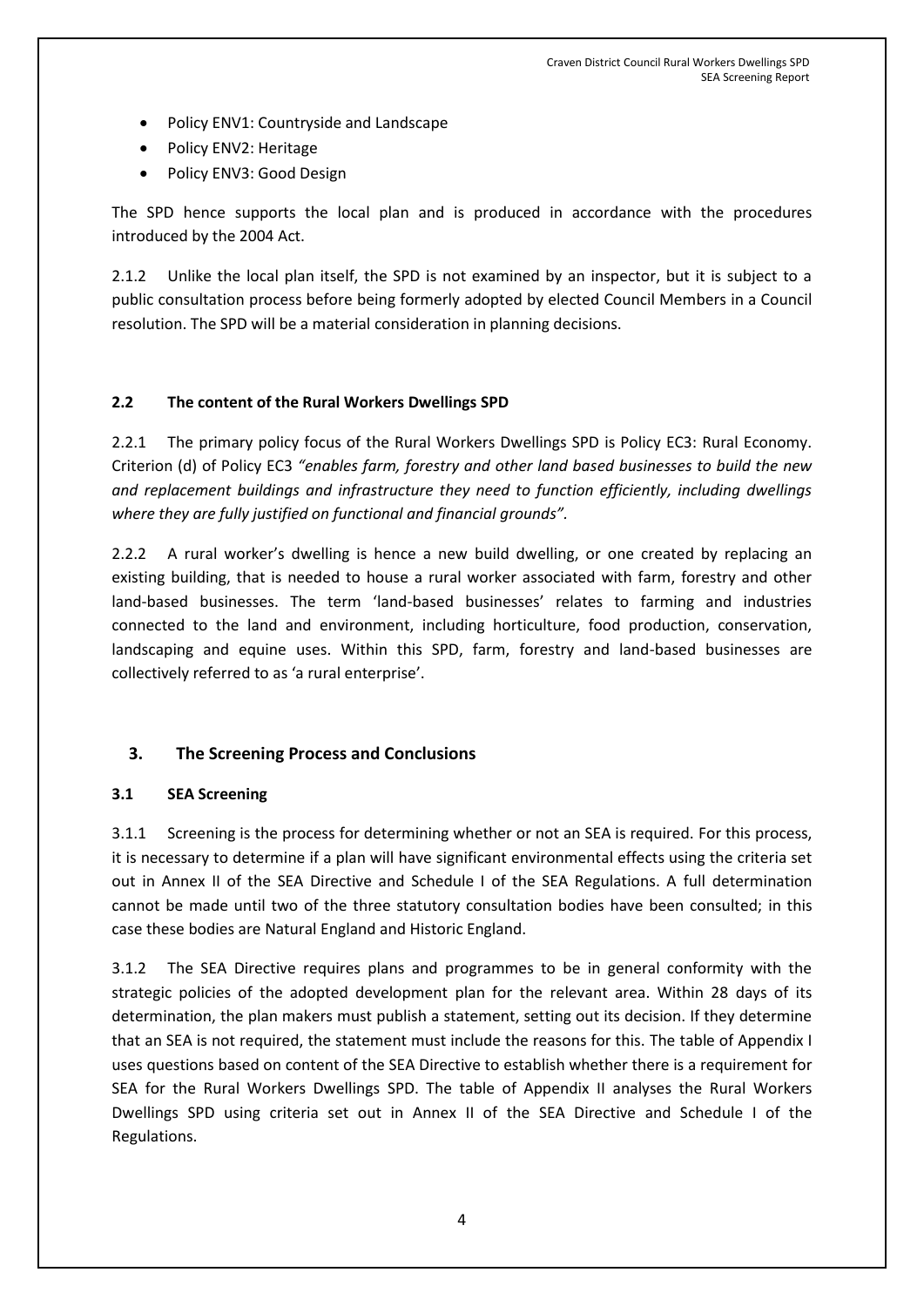- Policy ENV1: Countryside and Landscape
- Policy ENV2: Heritage
- Policy ENV3: Good Design

The SPD hence supports the local plan and is produced in accordance with the procedures introduced by the 2004 Act.

2.1.2 Unlike the local plan itself, the SPD is not examined by an inspector, but it is subject to a public consultation process before being formerly adopted by elected Council Members in a Council resolution. The SPD will be a material consideration in planning decisions.

### 2.2 The content of the Rural Workers Dwellings SPD

2.2.1 The primary policy focus of the Rural Workers Dwellings SPD is Policy EC3: Rural Economy. Criterion (d) of Policy EC3 *"enables farm, forestry and other land based businesses to build the new and replacement buildings and infrastructure they need to function efficiently, including dwellings where they are fully justified on functional and financial grounds"*.

2.2.2 A rural worker's dwelling is hence a new build dwelling, or one created by replacing an existing building, that is needed to house a rural worker associated with farm, forestry and other land-based businesses. The term 'land-based businesses' relates to farming and industries connected to the land and environment, including horticulture, food production, conservation, landscaping and equine uses. Within this SPD, farm, forestry and land-based businesses are collectively referred to as 'a rural enterprise'.

## 3. The Screening Process and Conclusions

### 3.1 SEA Screening

3.1.1 Screening is the process for determining whether or not an SEA is required. For this process, it is necessary to determine if a plan will have significant environmental effects using the criteria set out in Annex II of the SEA Directive and Schedule I of the SEA Regulations. A full determination cannot be made until two of the three statutory consultation bodies have been consulted; in this case these bodies are Natural England and Historic England.

3.1.2 The SEA Directive requires plans and programmes to be in general conformity with the strategic policies of the adopted development plan for the relevant area. Within 28 days of its determination, the plan makers must publish a statement, setting out its decision. If they determine that an SEA is not required, the statement must include the reasons for this. The table of Appendix I uses questions based on content of the SEA Directive to establish whether there is a requirement for SEA for the Rural Workers Dwellings SPD. The table of Appendix II analyses the Rural Workers Dwellings SPD using criteria set out in Annex II of the SEA Directive and Schedule I of the Regulations.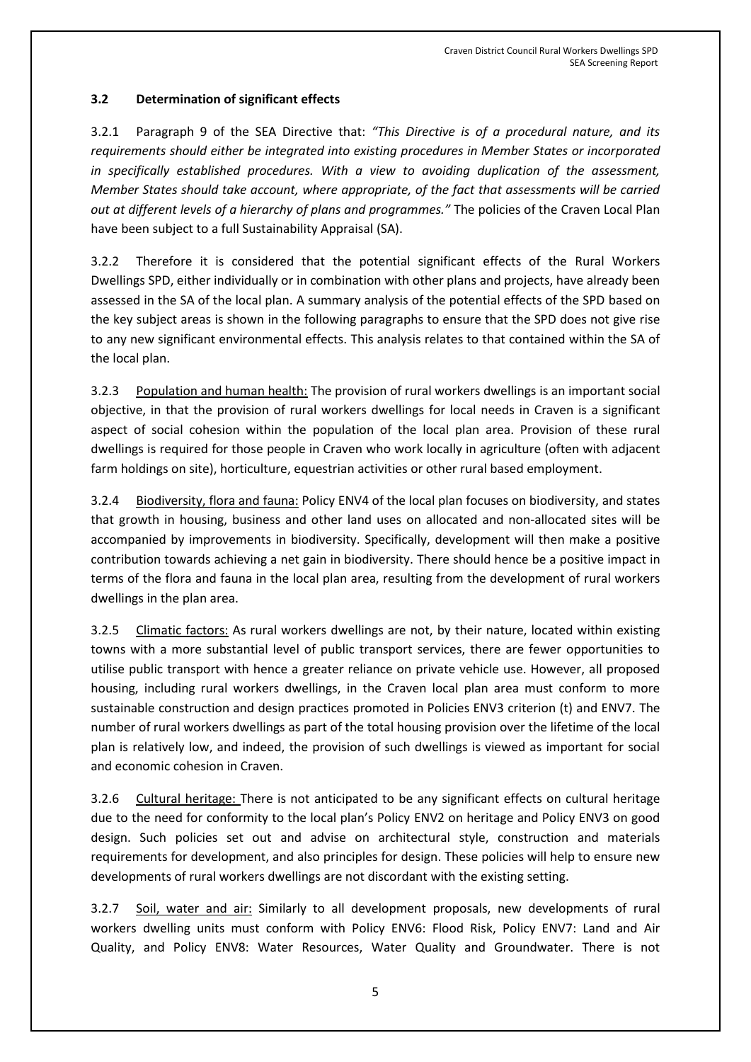### 3.2 Determination of significant effects

3.2.1 Paragraph 9 of the SEA Directive that: *"This Directive is of a procedural nature, and its requirements should either be integrated into existing procedures in Member States or incorporated in specifically established procedures. With a view to avoiding duplication of the assessment, Member States should take account, where appropriate, of the fact that assessments will be carried out at different levels of a hierarchy of plans and programmes."* The policies of the Craven Local Plan have been subject to a full Sustainability Appraisal (SA).

3.2.2 Therefore it is considered that the potential significant effects of the Rural Workers Dwellings SPD, either individually or in combination with other plans and projects, have already been assessed in the SA of the local plan. A summary analysis of the potential effects of the SPD based on the key subject areas is shown in the following paragraphs to ensure that the SPD does not give rise to any new significant environmental effects. This analysis relates to that contained within the SA of the local plan.

3.2.3 Population and human health: The provision of rural workers dwellings is an important social objective, in that the provision of rural workers dwellings for local needs in Craven is a significant aspect of social cohesion within the population of the local plan area. Provision of these rural dwellings is required for those people in Craven who work locally in agriculture (often with adjacent farm holdings on site), horticulture, equestrian activities or other rural based employment.

3.2.4 Biodiversity, flora and fauna: Policy ENV4 of the local plan focuses on biodiversity, and states that growth in housing, business and other land uses on allocated and non-allocated sites will be accompanied by improvements in biodiversity. Specifically, development will then make a positive contribution towards achieving a net gain in biodiversity. There should hence be a positive impact in terms of the flora and fauna in the local plan area, resulting from the development of rural workers dwellings in the plan area.

3.2.5 Climatic factors: As rural workers dwellings are not, by their nature, located within existing towns with a more substantial level of public transport services, there are fewer opportunities to utilise public transport with hence a greater reliance on private vehicle use. However, all proposed housing, including rural workers dwellings, in the Craven local plan area must conform to more sustainable construction and design practices promoted in Policies ENV3 criterion (t) and ENV7. The number of rural workers dwellings as part of the total housing provision over the lifetime of the local plan is relatively low, and indeed, the provision of such dwellings is viewed as important for social and economic cohesion in Craven.

3.2.6 Cultural heritage: There is not anticipated to be any significant effects on cultural heritage due to the need for conformity to the local plan's Policy ENV2 on heritage and Policy ENV3 on good design. Such policies set out and advise on architectural style, construction and materials requirements for development, and also principles for design. These policies will help to ensure new developments of rural workers dwellings are not discordant with the existing setting.

3.2.7 Soil, water and air: Similarly to all development proposals, new developments of rural workers dwelling units must conform with Policy ENV6: Flood Risk, Policy ENV7: Land and Air Quality, and Policy ENV8: Water Resources, Water Quality and Groundwater. There is not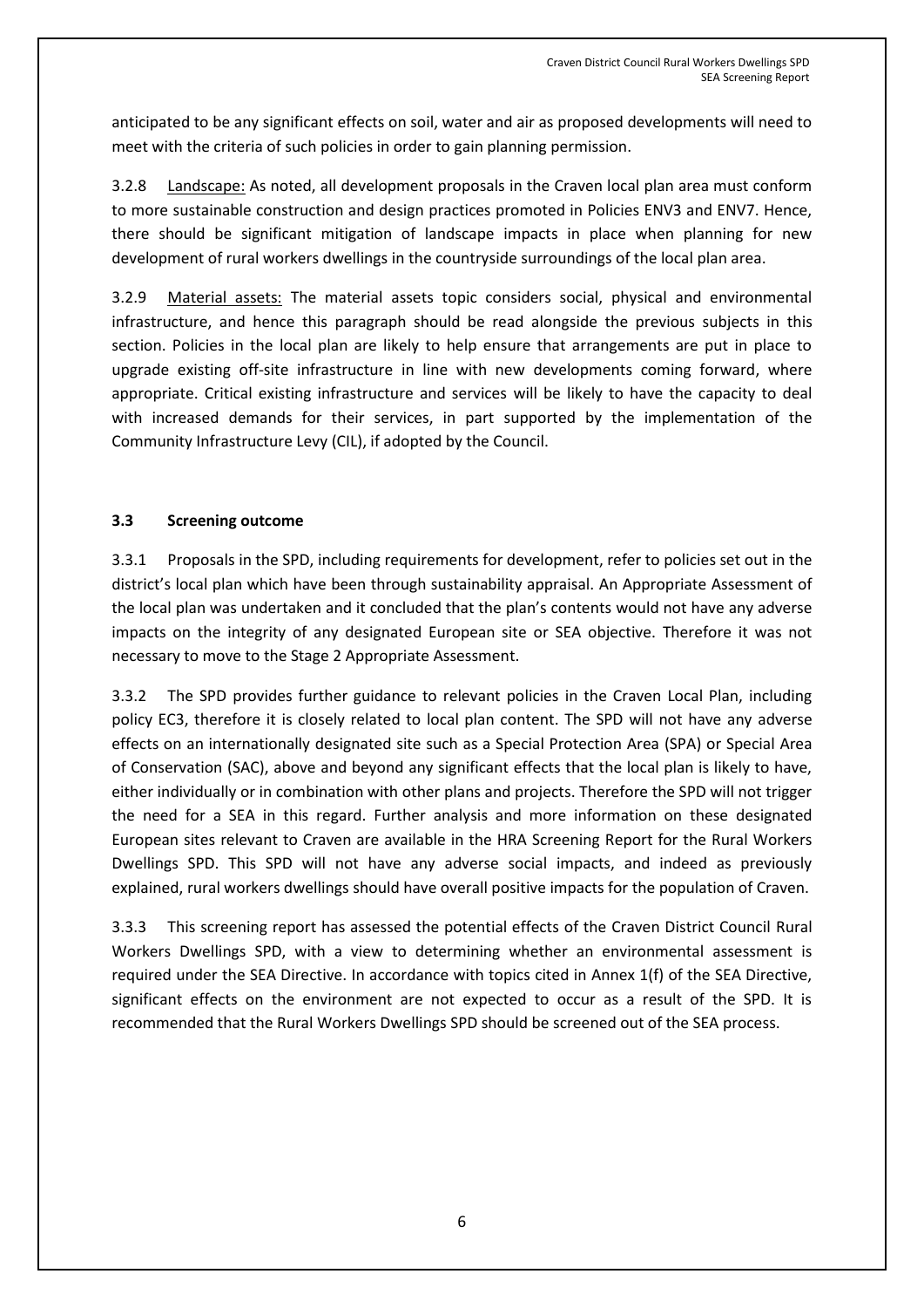anticipated to be any significant effects on soil, water and air as proposed developments will need to meet with the criteria of such policies in order to gain planning permission.

3.2.8 Landscape: As noted, all development proposals in the Craven local plan area must conform to more sustainable construction and design practices promoted in Policies ENV3 and ENV7. Hence, there should be significant mitigation of landscape impacts in place when planning for new development of rural workers dwellings in the countryside surroundings of the local plan area.

3.2.9 Material assets: The material assets topic considers social, physical and environmental infrastructure, and hence this paragraph should be read alongside the previous subjects in this section. Policies in the local plan are likely to help ensure that arrangements are put in place to upgrade existing off-site infrastructure in line with new developments coming forward, where appropriate. Critical existing infrastructure and services will be likely to have the capacity to deal with increased demands for their services, in part supported by the implementation of the Community Infrastructure Levy (CIL), if adopted by the Council.

### 3.3 Screening outcome

3.3.1 Proposals in the SPD, including requirements for development, refer to policies set out in the district's local plan which have been through sustainability appraisal. An Appropriate Assessment of the local plan was undertaken and it concluded that the plan's contents would not have any adverse impacts on the integrity of any designated European site or SEA objective. Therefore it was not necessary to move to the Stage 2 Appropriate Assessment.

3.3.2 The SPD provides further guidance to relevant policies in the Craven Local Plan, including policy EC3, therefore it is closely related to local plan content. The SPD will not have any adverse effects on an internationally designated site such as a Special Protection Area (SPA) or Special Area of Conservation (SAC), above and beyond any significant effects that the local plan is likely to have, either individually or in combination with other plans and projects. Therefore the SPD will not trigger the need for a SEA in this regard. Further analysis and more information on these designated European sites relevant to Craven are available in the HRA Screening Report for the Rural Workers Dwellings SPD. This SPD will not have any adverse social impacts, and indeed as previously explained, rural workers dwellings should have overall positive impacts for the population of Craven.

3.3.3 This screening report has assessed the potential effects of the Craven District Council Rural Workers Dwellings SPD, with a view to determining whether an environmental assessment is required under the SEA Directive. In accordance with topics cited in Annex 1(f) of the SEA Directive, significant effects on the environment are not expected to occur as a result of the SPD. It is recommended that the Rural Workers Dwellings SPD should be screened out of the SEA process.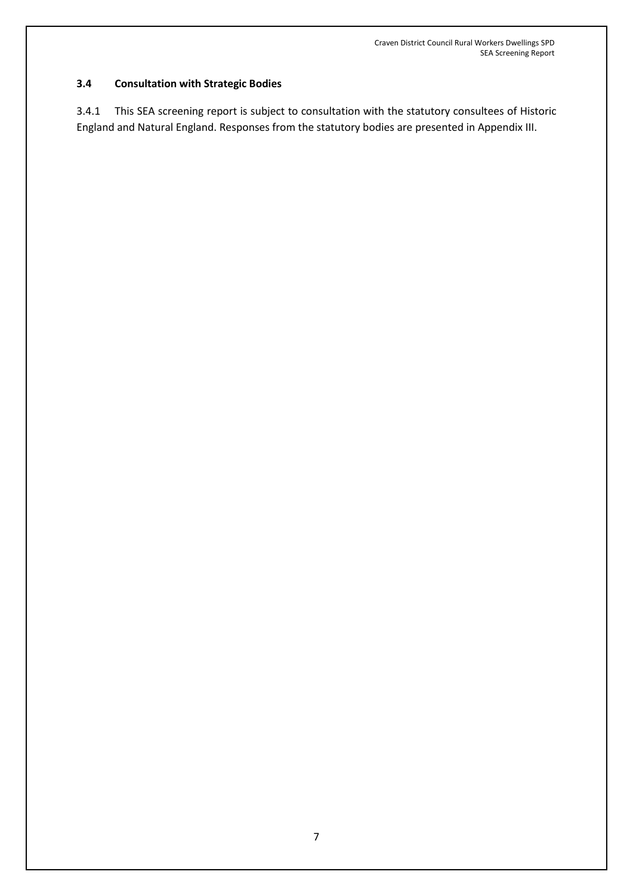### 3.4 Consultation with Strategic Bodies

3.4.1 This SEA screening report is subject to consultation with the statutory consultees of Historic England and Natural England. Responses from the statutory bodies are presented in Appendix III.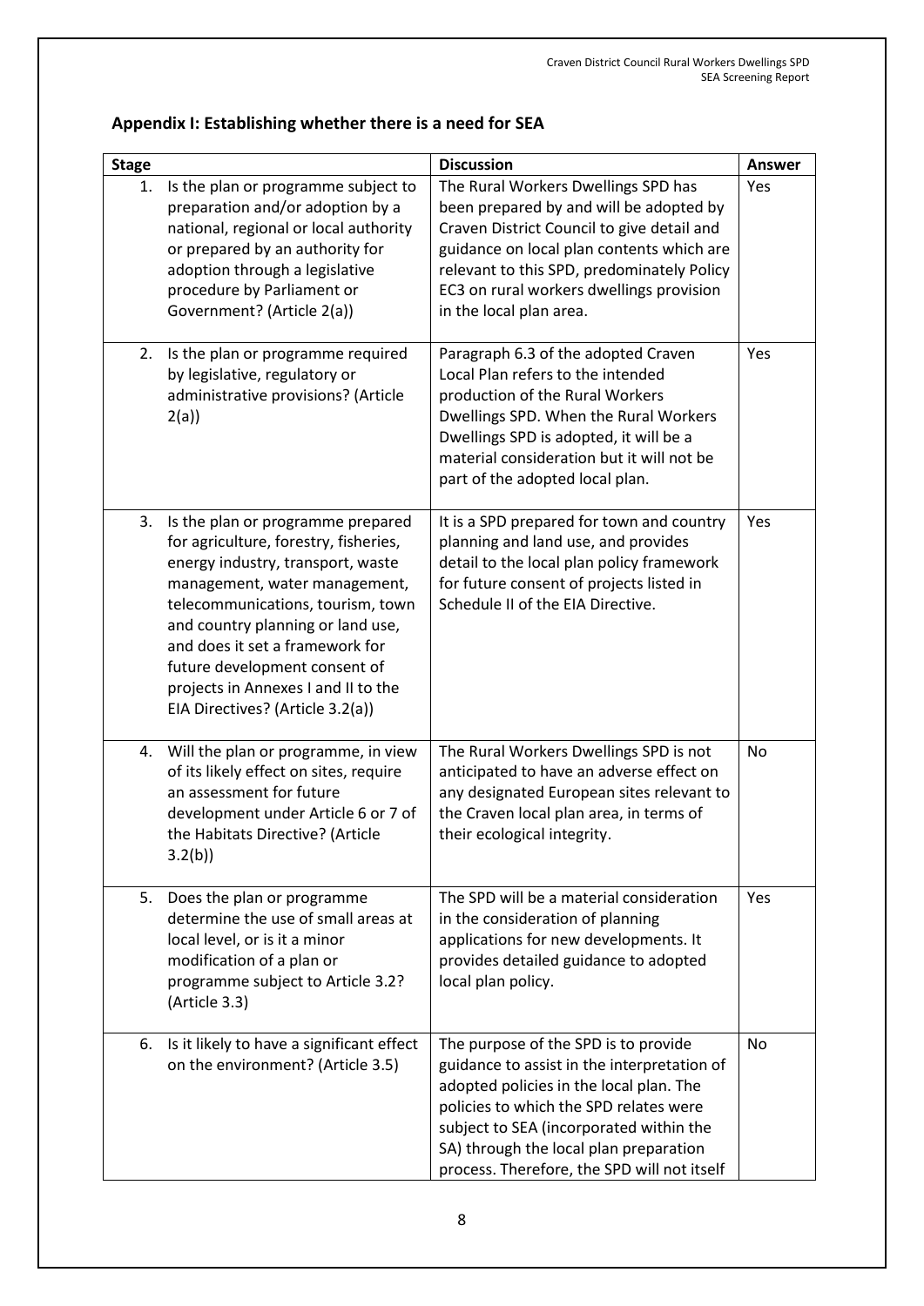## Appendix I: Establishing whether there is a need for SEA

| Stage | Discussion | Answer |
|---|---|---|
| 1. Is the plan or programme subject to preparation and/or adoption by a national, regional or local authority or prepared by an authority for adoption through a legislative procedure by Parliament or Government? (Article 2(a)) | The Rural Workers Dwellings SPD has been prepared by and will be adopted by Craven District Council to give detail and guidance on local plan contents which are relevant to this SPD, predominately Policy EC3 on rural workers dwellings provision in the local plan area. | Yes |
| 2. Is the plan or programme required by legislative, regulatory or administrative provisions? (Article 2(a)) | Paragraph 6.3 of the adopted Craven Local Plan refers to the intended production of the Rural Workers Dwellings SPD. When the Rural Workers Dwellings SPD is adopted, it will be a material consideration but it will not be part of the adopted local plan. | Yes |
| 3. Is the plan or programme prepared for agriculture, forestry, fisheries, energy industry, transport, waste management, water management, telecommunications, tourism, town and country planning or land use, and does it set a framework for future development consent of projects in Annexes I and II to the EIA Directives? (Article 3.2(a)) | It is a SPD prepared for town and country planning and land use, and provides detail to the local plan policy framework for future consent of projects listed in Schedule II of the EIA Directive. | Yes |
| 4. Will the plan or programme, in view of its likely effect on sites, require an assessment for future development under Article 6 or 7 of the Habitats Directive? (Article 3.2(b)) | The Rural Workers Dwellings SPD is not anticipated to have an adverse effect on any designated European sites relevant to the Craven local plan area, in terms of their ecological integrity. | No |
| 5. Does the plan or programme determine the use of small areas at local level, or is it a minor modification of a plan or programme subject to Article 3.2? (Article 3.3) | The SPD will be a material consideration in the consideration of planning applications for new developments. It provides detailed guidance to adopted local plan policy. | Yes |
| 6. Is it likely to have a significant effect on the environment? (Article 3.5) | The purpose of the SPD is to provide guidance to assist in the interpretation of adopted policies in the local plan. The policies to which the SPD relates were subject to SEA (incorporated within the SA) through the local plan preparation process. Therefore, the SPD will not itself | No |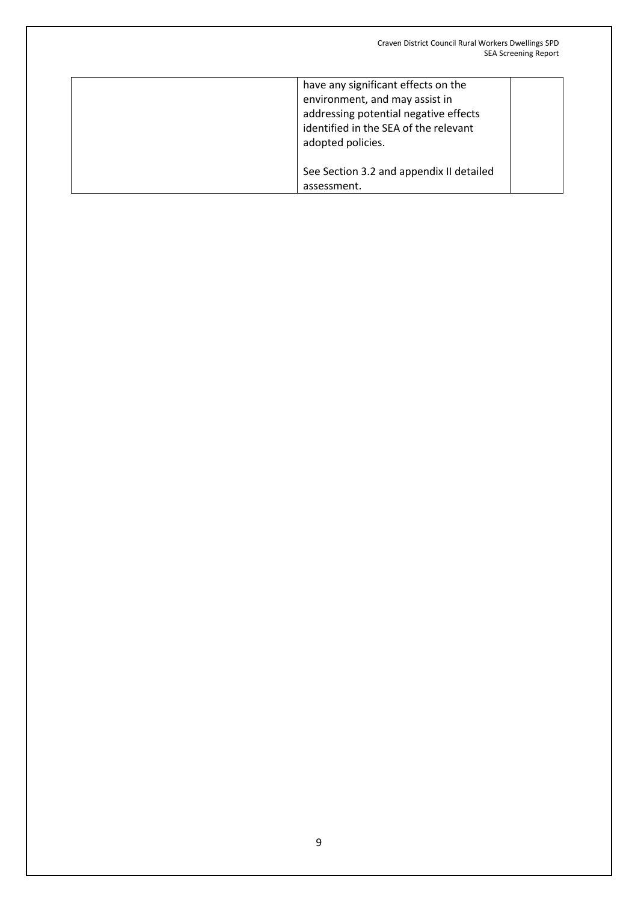| | | |
|---|---|---|
| | have any significant effects on the environment, and may assist in addressing potential negative effects identified in the SEA of the relevant adopted policies.<br><br>See Section 3.2 and appendix II detailed assessment. | |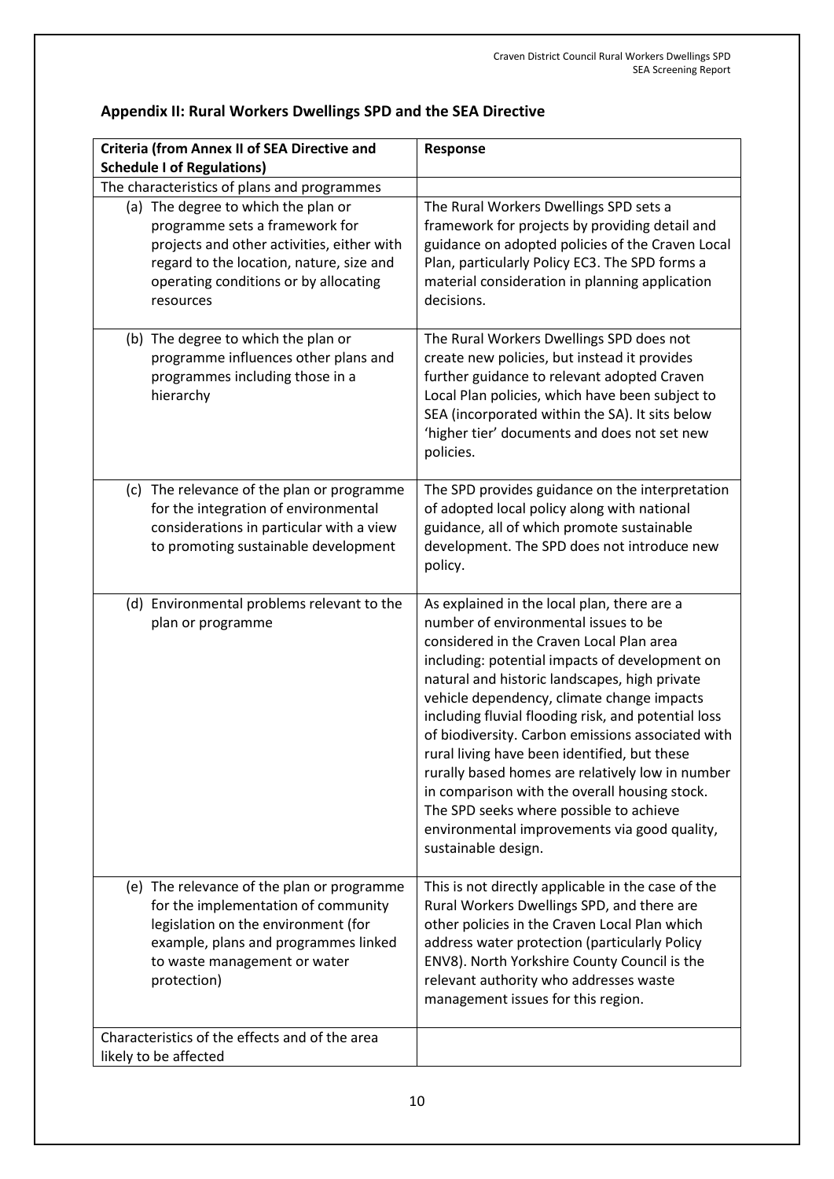## Appendix II: Rural Workers Dwellings SPD and the SEA Directive

| Criteria (from Annex II of SEA Directive and Schedule I of Regulations) | Response |
|---|---|
| The characteristics of plans and programmes | |
| (a) The degree to which the plan or programme sets a framework for projects and other activities, either with regard to the location, nature, size and operating conditions or by allocating resources | The Rural Workers Dwellings SPD sets a framework for projects by providing detail and guidance on adopted policies of the Craven Local Plan, particularly Policy EC3. The SPD forms a material consideration in planning application decisions. |
| (b) The degree to which the plan or programme influences other plans and programmes including those in a hierarchy | The Rural Workers Dwellings SPD does not create new policies, but instead it provides further guidance to relevant adopted Craven Local Plan policies, which have been subject to SEA (incorporated within the SA). It sits below 'higher tier' documents and does not set new policies. |
| (c) The relevance of the plan or programme for the integration of environmental considerations in particular with a view to promoting sustainable development | The SPD provides guidance on the interpretation of adopted local policy along with national guidance, all of which promote sustainable development. The SPD does not introduce new policy. |
| (d) Environmental problems relevant to the plan or programme | As explained in the local plan, there are a number of environmental issues to be considered in the Craven Local Plan area including: potential impacts of development on natural and historic landscapes, high private vehicle dependency, climate change impacts including fluvial flooding risk, and potential loss of biodiversity. Carbon emissions associated with rural living have been identified, but these rurally based homes are relatively low in number in comparison with the overall housing stock. The SPD seeks where possible to achieve environmental improvements via good quality, sustainable design. |
| (e) The relevance of the plan or programme for the implementation of community legislation on the environment (for example, plans and programmes linked to waste management or water protection) | This is not directly applicable in the case of the Rural Workers Dwellings SPD, and there are other policies in the Craven Local Plan which address water protection (particularly Policy ENV8). North Yorkshire County Council is the relevant authority who addresses waste management issues for this region. |
| Characteristics of the effects and of the area likely to be affected | |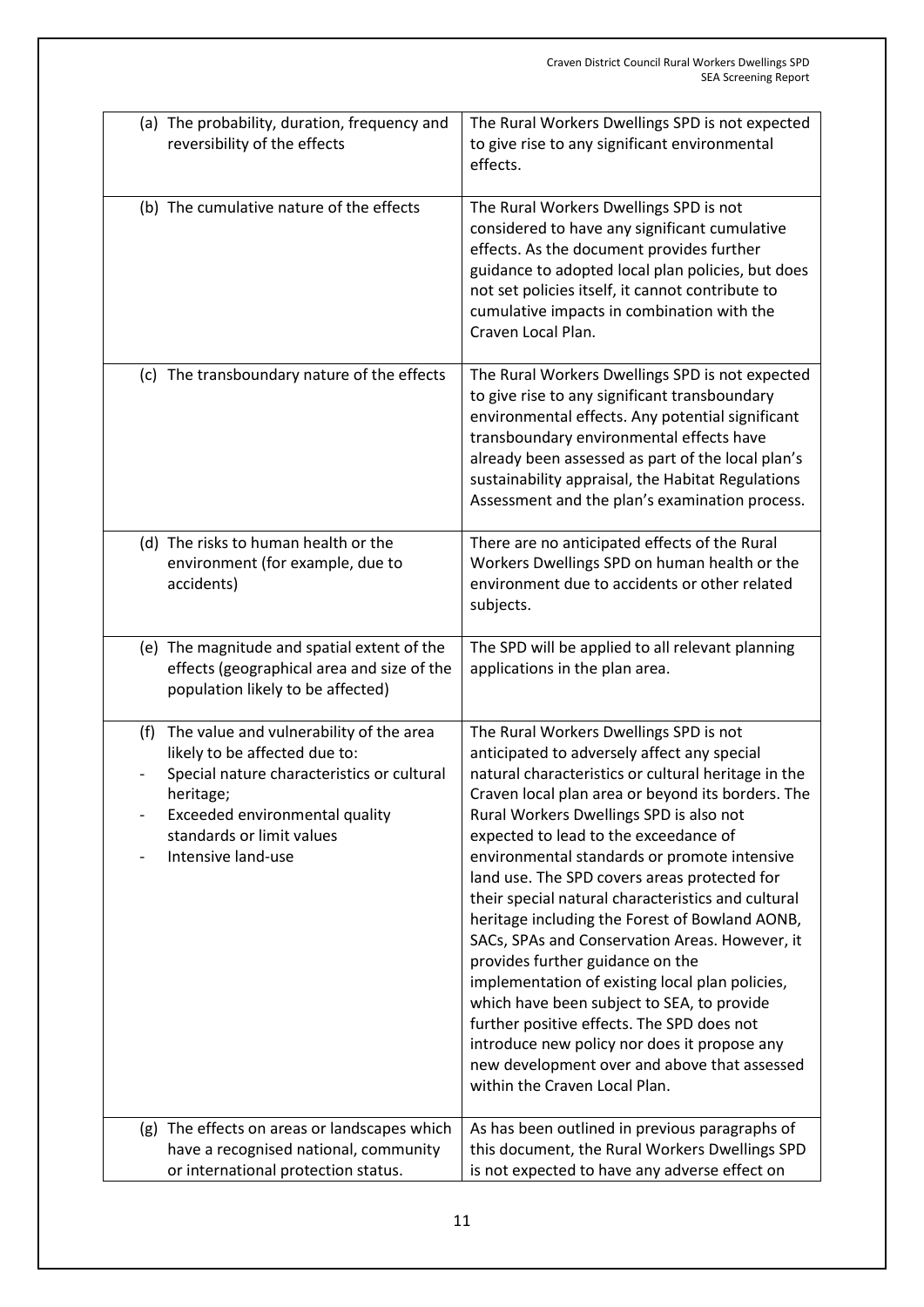| | |
|---|---|
| (a) The probability, duration, frequency and reversibility of the effects | The Rural Workers Dwellings SPD is not expected to give rise to any significant environmental effects. |
| (b) The cumulative nature of the effects | The Rural Workers Dwellings SPD is not considered to have any significant cumulative effects. As the document provides further guidance to adopted local plan policies, but does not set policies itself, it cannot contribute to cumulative impacts in combination with the Craven Local Plan. |
| (c) The transboundary nature of the effects | The Rural Workers Dwellings SPD is not expected to give rise to any significant transboundary environmental effects. Any potential significant transboundary environmental effects have already been assessed as part of the local plan's sustainability appraisal, the Habitat Regulations Assessment and the plan's examination process. |
| (d) The risks to human health or the environment (for example, due to accidents) | There are no anticipated effects of the Rural Workers Dwellings SPD on human health or the environment due to accidents or other related subjects. |
| (e) The magnitude and spatial extent of the effects (geographical area and size of the population likely to be affected) | The SPD will be applied to all relevant planning applications in the plan area. |
| (f) The value and vulnerability of the area likely to be affected due to:<br>- Special nature characteristics or cultural heritage;<br>- Exceeded environmental quality standards or limit values<br>- Intensive land-use | The Rural Workers Dwellings SPD is not anticipated to adversely affect any special natural characteristics or cultural heritage in the Craven local plan area or beyond its borders. The Rural Workers Dwellings SPD is also not expected to lead to the exceedance of environmental standards or promote intensive land use. The SPD covers areas protected for their special natural characteristics and cultural heritage including the Forest of Bowland AONB, SACs, SPAs and Conservation Areas. However, it provides further guidance on the implementation of existing local plan policies, which have been subject to SEA, to provide further positive effects. The SPD does not introduce new policy nor does it propose any new development over and above that assessed within the Craven Local Plan. |
| (g) The effects on areas or landscapes which have a recognised national, community or international protection status. | As has been outlined in previous paragraphs of this document, the Rural Workers Dwellings SPD is not expected to have any adverse effect on |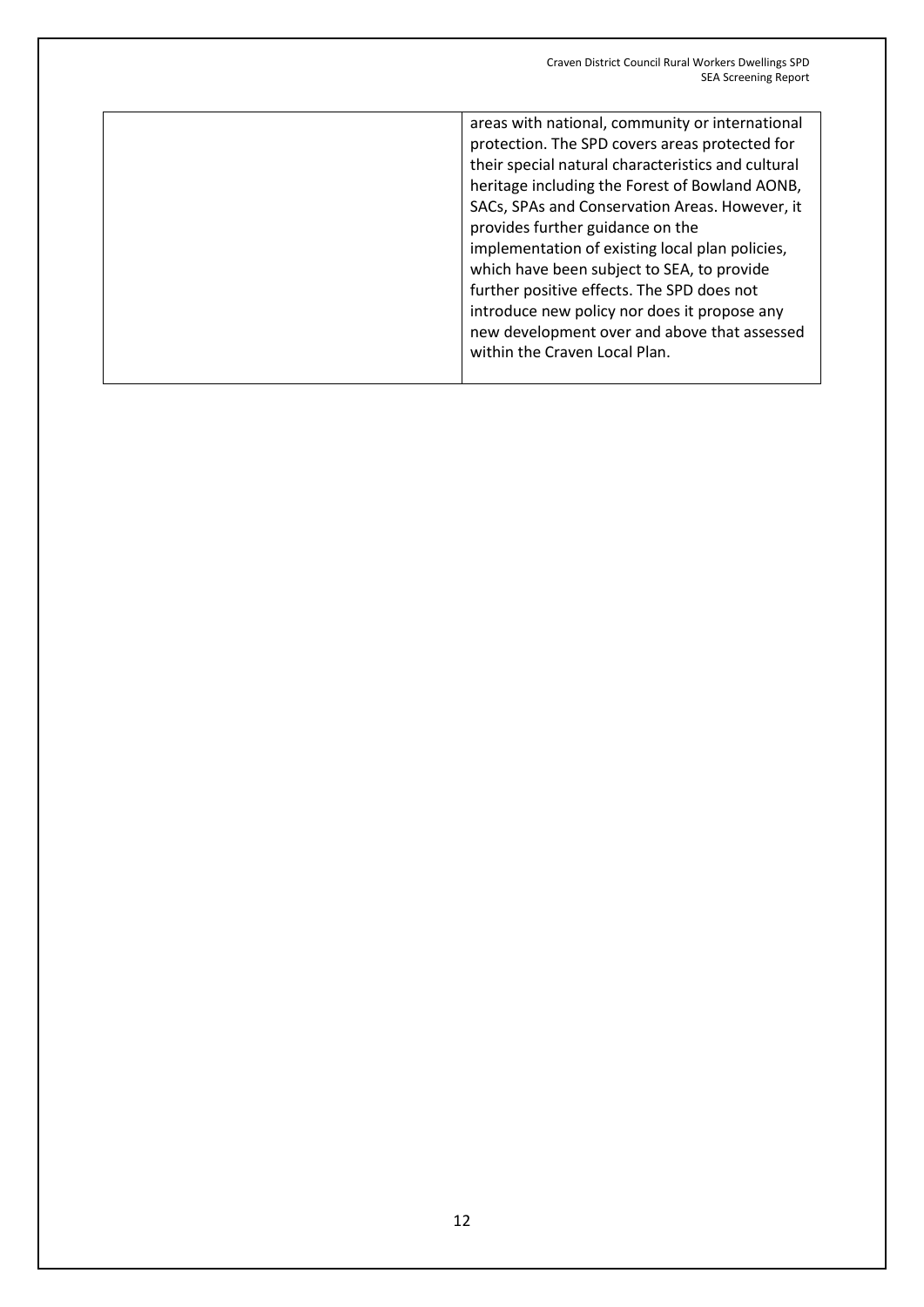| | |
|---|---|
| | areas with national, community or international protection. The SPD covers areas protected for their special natural characteristics and cultural heritage including the Forest of Bowland AONB, SACs, SPAs and Conservation Areas. However, it provides further guidance on the implementation of existing local plan policies, which have been subject to SEA, to provide further positive effects. The SPD does not introduce new policy nor does it propose any new development over and above that assessed within the Craven Local Plan. |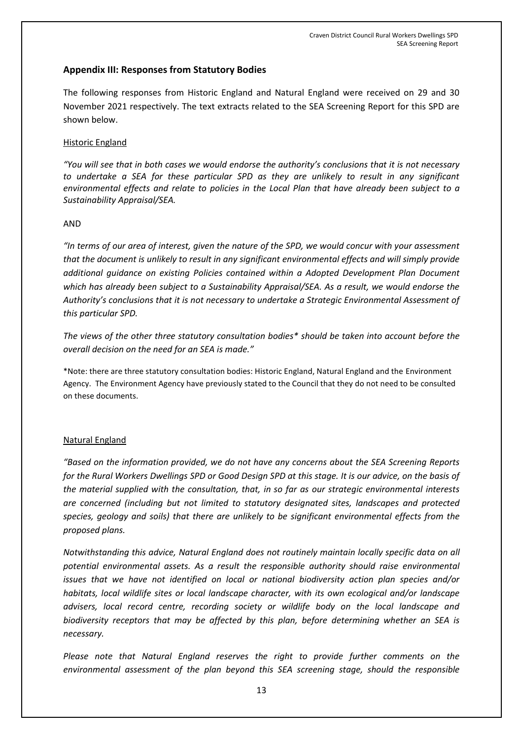## Appendix III: Responses from Statutory Bodies

The following responses from Historic England and Natural England were received on 29 and 30 November 2021 respectively. The text extracts related to the SEA Screening Report for this SPD are shown below.

### Historic England

*"You will see that in both cases we would endorse the authority's conclusions that it is not necessary to undertake a SEA for these particular SPD as they are unlikely to result in any significant environmental effects and relate to policies in the Local Plan that have already been subject to a Sustainability Appraisal/SEA.*

AND

*"In terms of our area of interest, given the nature of the SPD, we would concur with your assessment that the document is unlikely to result in any significant environmental effects and will simply provide additional guidance on existing Policies contained within a Adopted Development Plan Document which has already been subject to a Sustainability Appraisal/SEA. As a result, we would endorse the Authority's conclusions that it is not necessary to undertake a Strategic Environmental Assessment of this particular SPD.*

*The views of the other three statutory consultation bodies\* should be taken into account before the overall decision on the need for an SEA is made."*

\*Note: there are three statutory consultation bodies: Historic England, Natural England and the Environment Agency. The Environment Agency have previously stated to the Council that they do not need to be consulted on these documents.

### Natural England

*"Based on the information provided, we do not have any concerns about the SEA Screening Reports for the Rural Workers Dwellings SPD or Good Design SPD at this stage. It is our advice, on the basis of the material supplied with the consultation, that, in so far as our strategic environmental interests are concerned (including but not limited to statutory designated sites, landscapes and protected species, geology and soils) that there are unlikely to be significant environmental effects from the proposed plans.*

*Notwithstanding this advice, Natural England does not routinely maintain locally specific data on all potential environmental assets. As a result the responsible authority should raise environmental issues that we have not identified on local or national biodiversity action plan species and/or habitats, local wildlife sites or local landscape character, with its own ecological and/or landscape advisers, local record centre, recording society or wildlife body on the local landscape and biodiversity receptors that may be affected by this plan, before determining whether an SEA is necessary.*

*Please note that Natural England reserves the right to provide further comments on the environmental assessment of the plan beyond this SEA screening stage, should the responsible*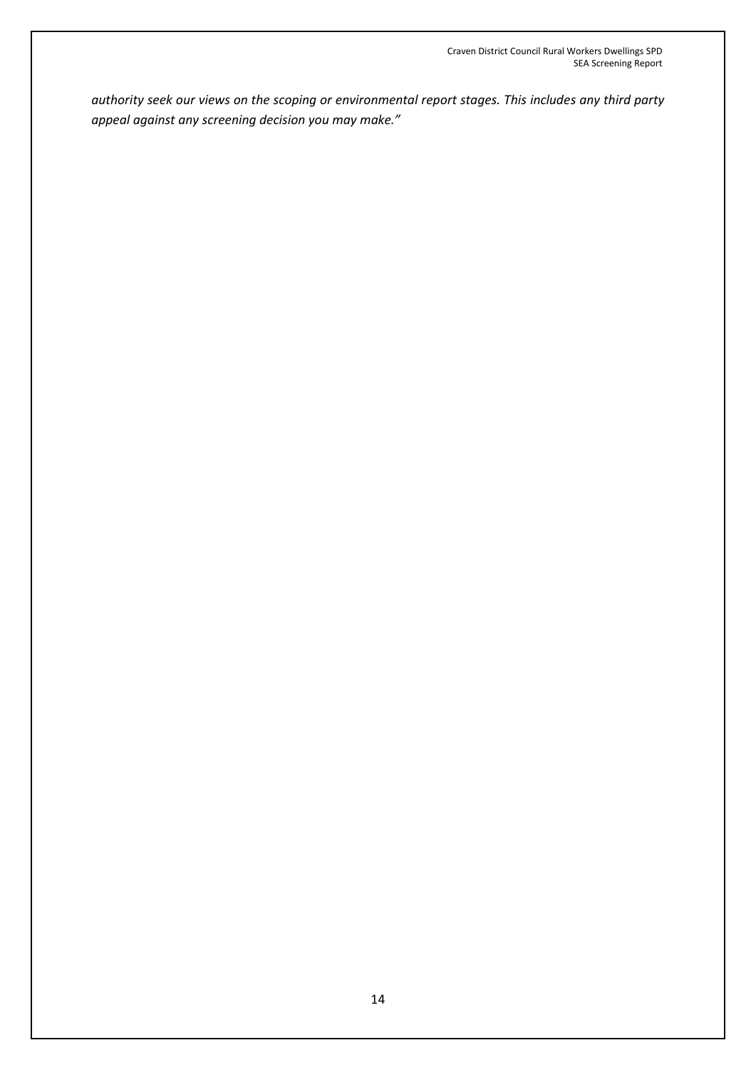*authority seek our views on the scoping or environmental report stages. This includes any third party appeal against any screening decision you may make."*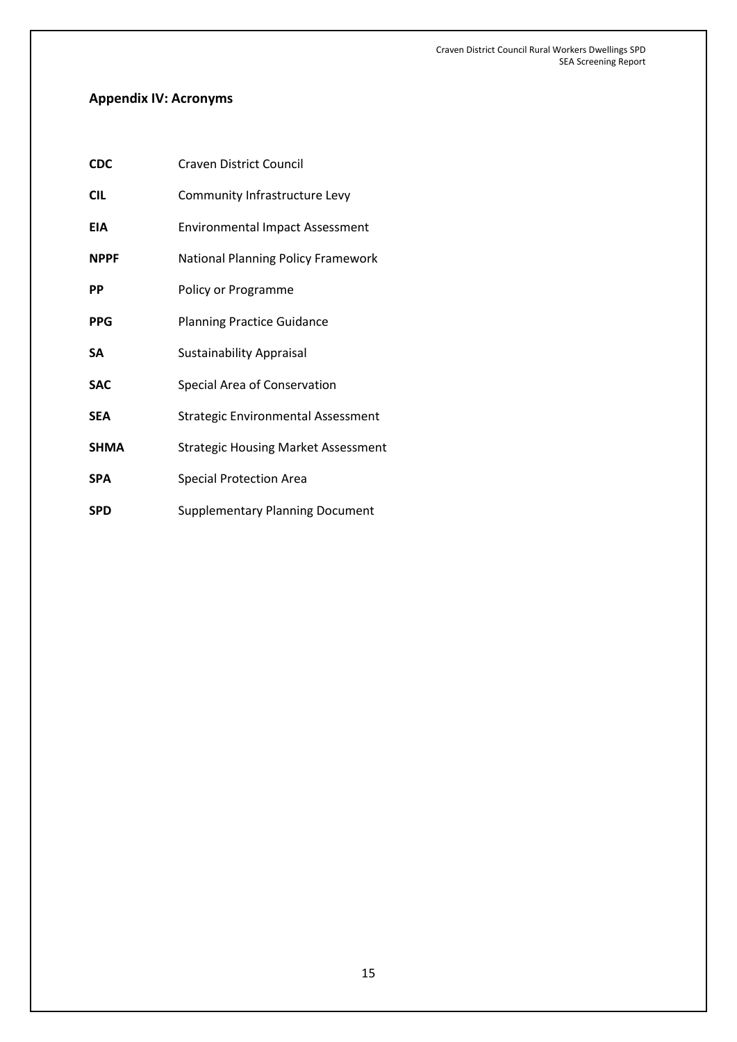## Appendix IV: Acronyms

| | |
|---|---|
| **CDC** | Craven District Council |
| **CIL** | Community Infrastructure Levy |
| **EIA** | Environmental Impact Assessment |
| **NPPF** | National Planning Policy Framework |
| **PP** | Policy or Programme |
| **PPG** | Planning Practice Guidance |
| **SA** | Sustainability Appraisal |
| **SAC** | Special Area of Conservation |
| **SEA** | Strategic Environmental Assessment |
| **SHMA** | Strategic Housing Market Assessment |
| **SPA** | Special Protection Area |
| **SPD** | Supplementary Planning Document |